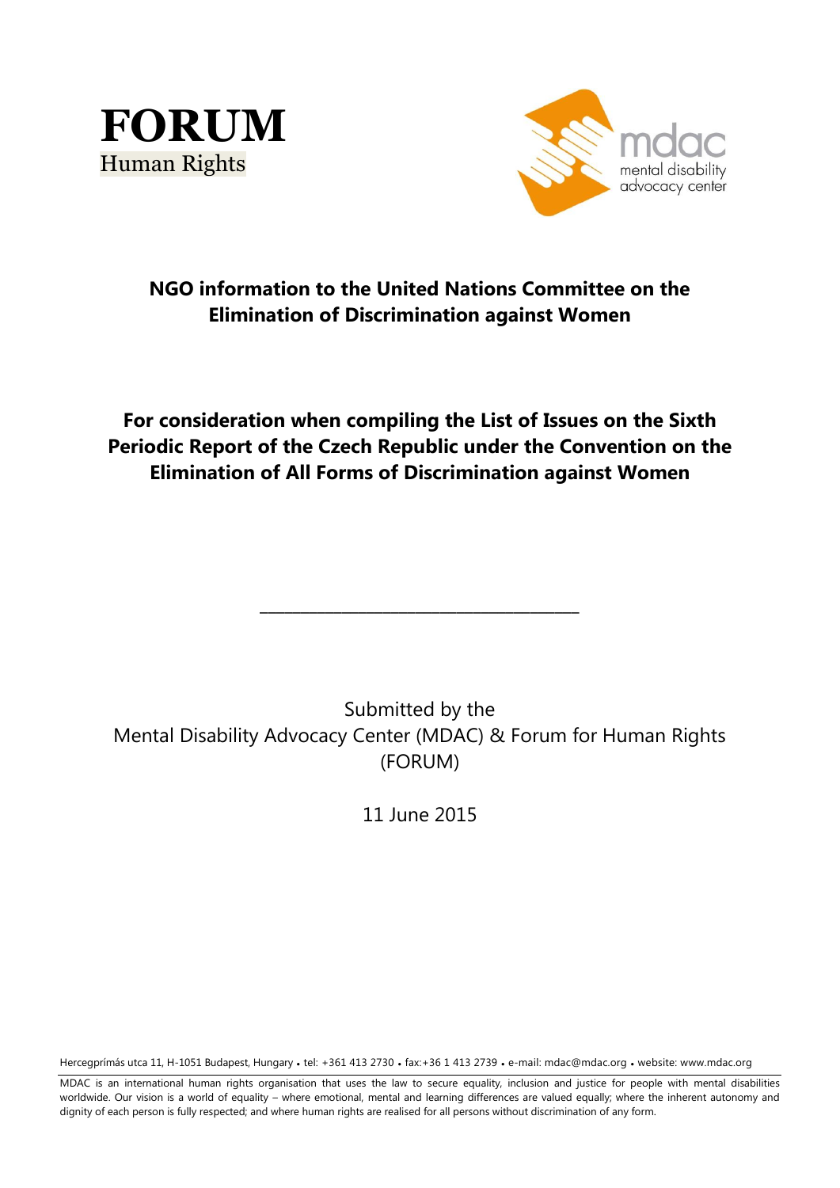**FORUM**
Human Rights

mdac
mental disability
advocacy center

## NGO information to the United Nations Committee on the Elimination of Discrimination against Women

## For consideration when compiling the List of Issues on the Sixth Periodic Report of the Czech Republic under the Convention on the Elimination of All Forms of Discrimination against Women

---

Submitted by the
Mental Disability Advocacy Center (MDAC) & Forum for Human Rights (FORUM)

11 June 2015

Hercegprímás utca 11, H-1051 Budapest, Hungary • tel: +361 413 2730 • fax:+36 1 413 2739 • e-mail: mdac@mdac.org • website: www.mdac.org

MDAC is an international human rights organisation that uses the law to secure equality, inclusion and justice for people with mental disabilities worldwide. Our vision is a world of equality – where emotional, mental and learning differences are valued equally; where the inherent autonomy and dignity of each person is fully respected; and where human rights are realised for all persons without discrimination of any form.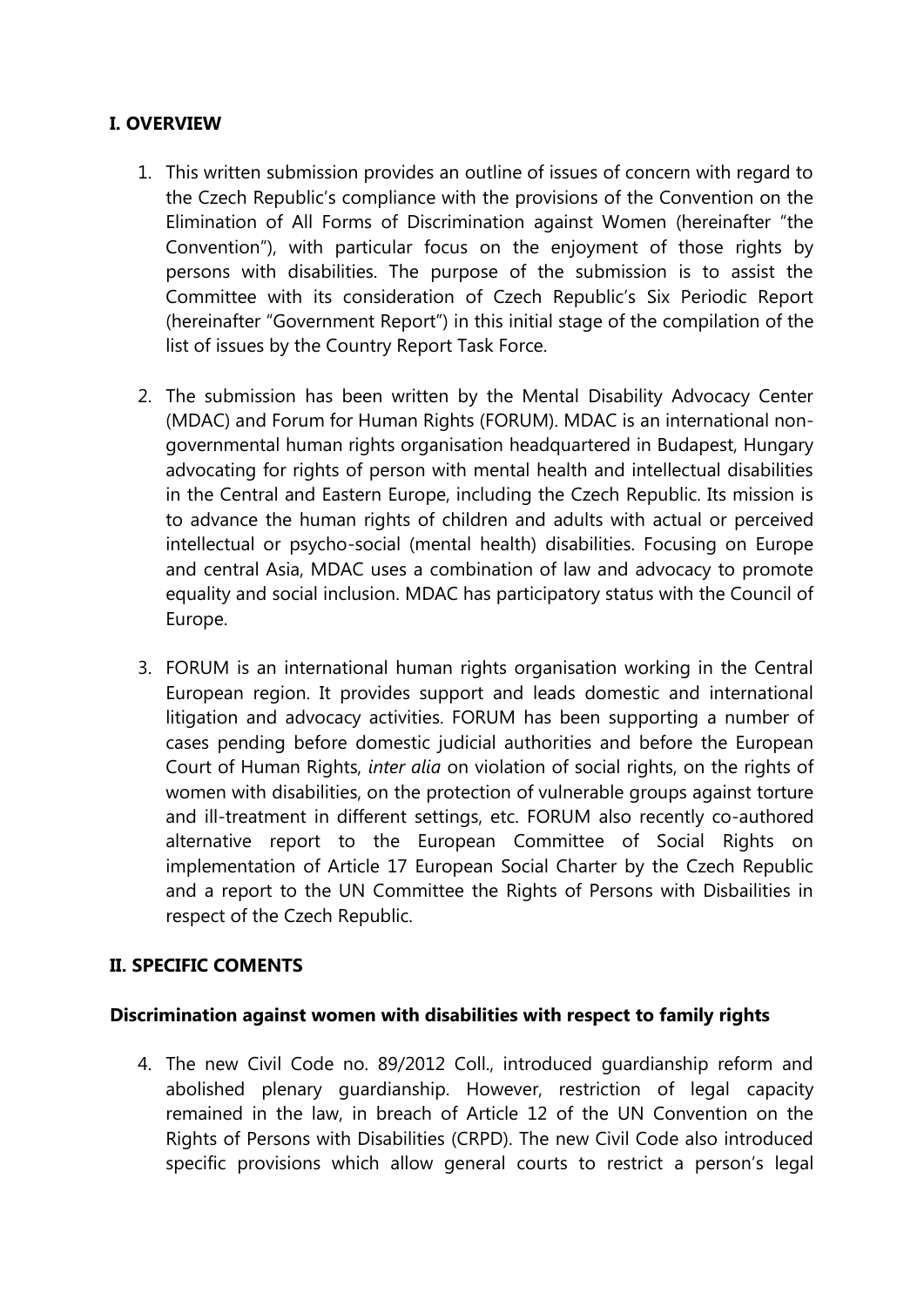## I. OVERVIEW

1. This written submission provides an outline of issues of concern with regard to the Czech Republic's compliance with the provisions of the Convention on the Elimination of All Forms of Discrimination against Women (hereinafter "the Convention"), with particular focus on the enjoyment of those rights by persons with disabilities. The purpose of the submission is to assist the Committee with its consideration of Czech Republic's Six Periodic Report (hereinafter "Government Report") in this initial stage of the compilation of the list of issues by the Country Report Task Force.

2. The submission has been written by the Mental Disability Advocacy Center (MDAC) and Forum for Human Rights (FORUM). MDAC is an international non-governmental human rights organisation headquartered in Budapest, Hungary advocating for rights of person with mental health and intellectual disabilities in the Central and Eastern Europe, including the Czech Republic. Its mission is to advance the human rights of children and adults with actual or perceived intellectual or psycho-social (mental health) disabilities. Focusing on Europe and central Asia, MDAC uses a combination of law and advocacy to promote equality and social inclusion. MDAC has participatory status with the Council of Europe.

3. FORUM is an international human rights organisation working in the Central European region. It provides support and leads domestic and international litigation and advocacy activities. FORUM has been supporting a number of cases pending before domestic judicial authorities and before the European Court of Human Rights, *inter alia* on violation of social rights, on the rights of women with disabilities, on the protection of vulnerable groups against torture and ill-treatment in different settings, etc. FORUM also recently co-authored alternative report to the European Committee of Social Rights on implementation of Article 17 European Social Charter by the Czech Republic and a report to the UN Committee the Rights of Persons with Disbailities in respect of the Czech Republic.

## II. SPECIFIC COMENTS

### Discrimination against women with disabilities with respect to family rights

4. The new Civil Code no. 89/2012 Coll., introduced guardianship reform and abolished plenary guardianship. However, restriction of legal capacity remained in the law, in breach of Article 12 of the UN Convention on the Rights of Persons with Disabilities (CRPD). The new Civil Code also introduced specific provisions which allow general courts to restrict a person's legal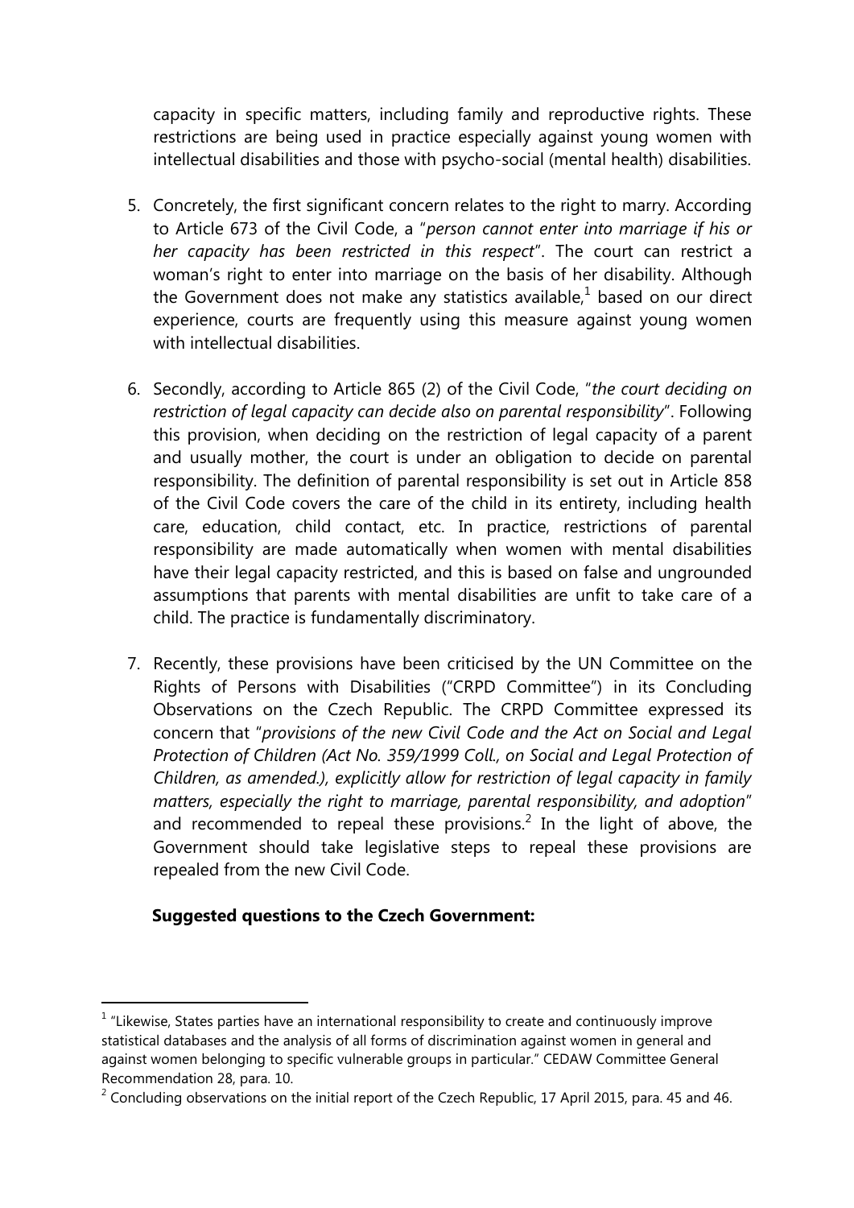capacity in specific matters, including family and reproductive rights. These restrictions are being used in practice especially against young women with intellectual disabilities and those with psycho-social (mental health) disabilities.

5. Concretely, the first significant concern relates to the right to marry. According to Article 673 of the Civil Code, a "*person cannot enter into marriage if his or her capacity has been restricted in this respect*". The court can restrict a woman's right to enter into marriage on the basis of her disability. Although the Government does not make any statistics available,[1] based on our direct experience, courts are frequently using this measure against young women with intellectual disabilities.

6. Secondly, according to Article 865 (2) of the Civil Code, "*the court deciding on restriction of legal capacity can decide also on parental responsibility*". Following this provision, when deciding on the restriction of legal capacity of a parent and usually mother, the court is under an obligation to decide on parental responsibility. The definition of parental responsibility is set out in Article 858 of the Civil Code covers the care of the child in its entirety, including health care, education, child contact, etc. In practice, restrictions of parental responsibility are made automatically when women with mental disabilities have their legal capacity restricted, and this is based on false and ungrounded assumptions that parents with mental disabilities are unfit to take care of a child. The practice is fundamentally discriminatory.

7. Recently, these provisions have been criticised by the UN Committee on the Rights of Persons with Disabilities ("CRPD Committee") in its Concluding Observations on the Czech Republic. The CRPD Committee expressed its concern that "*provisions of the new Civil Code and the Act on Social and Legal Protection of Children (Act No. 359/1999 Coll., on Social and Legal Protection of Children, as amended.), explicitly allow for restriction of legal capacity in family matters, especially the right to marriage, parental responsibility, and adoption*" and recommended to repeal these provisions.[2] In the light of above, the Government should take legislative steps to repeal these provisions are repealed from the new Civil Code.

**Suggested questions to the Czech Government:**

---

[1] "Likewise, States parties have an international responsibility to create and continuously improve statistical databases and the analysis of all forms of discrimination against women in general and against women belonging to specific vulnerable groups in particular." CEDAW Committee General Recommendation 28, para. 10.

[2] Concluding observations on the initial report of the Czech Republic, 17 April 2015, para. 45 and 46.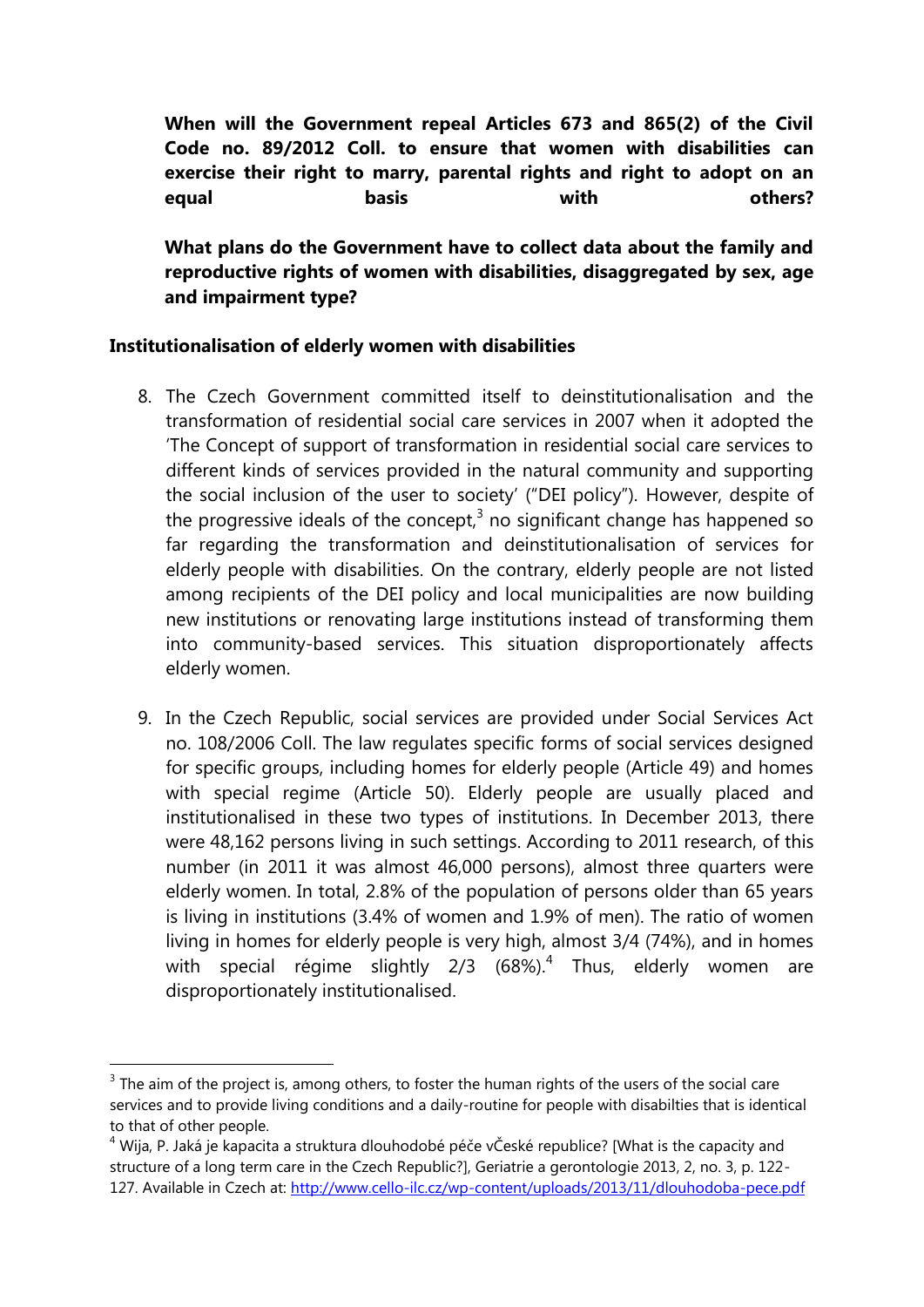**When will the Government repeal Articles 673 and 865(2) of the Civil Code no. 89/2012 Coll. to ensure that women with disabilities can exercise their right to marry, parental rights and right to adopt on an equal basis with others?**

**What plans do the Government have to collect data about the family and reproductive rights of women with disabilities, disaggregated by sex, age and impairment type?**

**Institutionalisation of elderly women with disabilities**

8. The Czech Government committed itself to deinstitutionalisation and the transformation of residential social care services in 2007 when it adopted the 'The Concept of support of transformation in residential social care services to different kinds of services provided in the natural community and supporting the social inclusion of the user to society' ("DEI policy"). However, despite of the progressive ideals of the concept,[3] no significant change has happened so far regarding the transformation and deinstitutionalisation of services for elderly people with disabilities. On the contrary, elderly people are not listed among recipients of the DEI policy and local municipalities are now building new institutions or renovating large institutions instead of transforming them into community-based services. This situation disproportionately affects elderly women.

9. In the Czech Republic, social services are provided under Social Services Act no. 108/2006 Coll. The law regulates specific forms of social services designed for specific groups, including homes for elderly people (Article 49) and homes with special regime (Article 50). Elderly people are usually placed and institutionalised in these two types of institutions. In December 2013, there were 48,162 persons living in such settings. According to 2011 research, of this number (in 2011 it was almost 46,000 persons), almost three quarters were elderly women. In total, 2.8% of the population of persons older than 65 years is living in institutions (3.4% of women and 1.9% of men). The ratio of women living in homes for elderly people is very high, almost 3/4 (74%), and in homes with special régime slightly 2/3 (68%).[4] Thus, elderly women are disproportionately institutionalised.

---

[3] The aim of the project is, among others, to foster the human rights of the users of the social care services and to provide living conditions and a daily-routine for people with disabilties that is identical to that of other people.

[4] Wija, P. Jaká je kapacita a struktura dlouhodobé péče vČeské republice? [What is the capacity and structure of a long term care in the Czech Republic?], Geriatrie a gerontologie 2013, 2, no. 3, p. 122-127. Available in Czech at: http://www.cello-ilc.cz/wp-content/uploads/2013/11/dlouhodoba-pece.pdf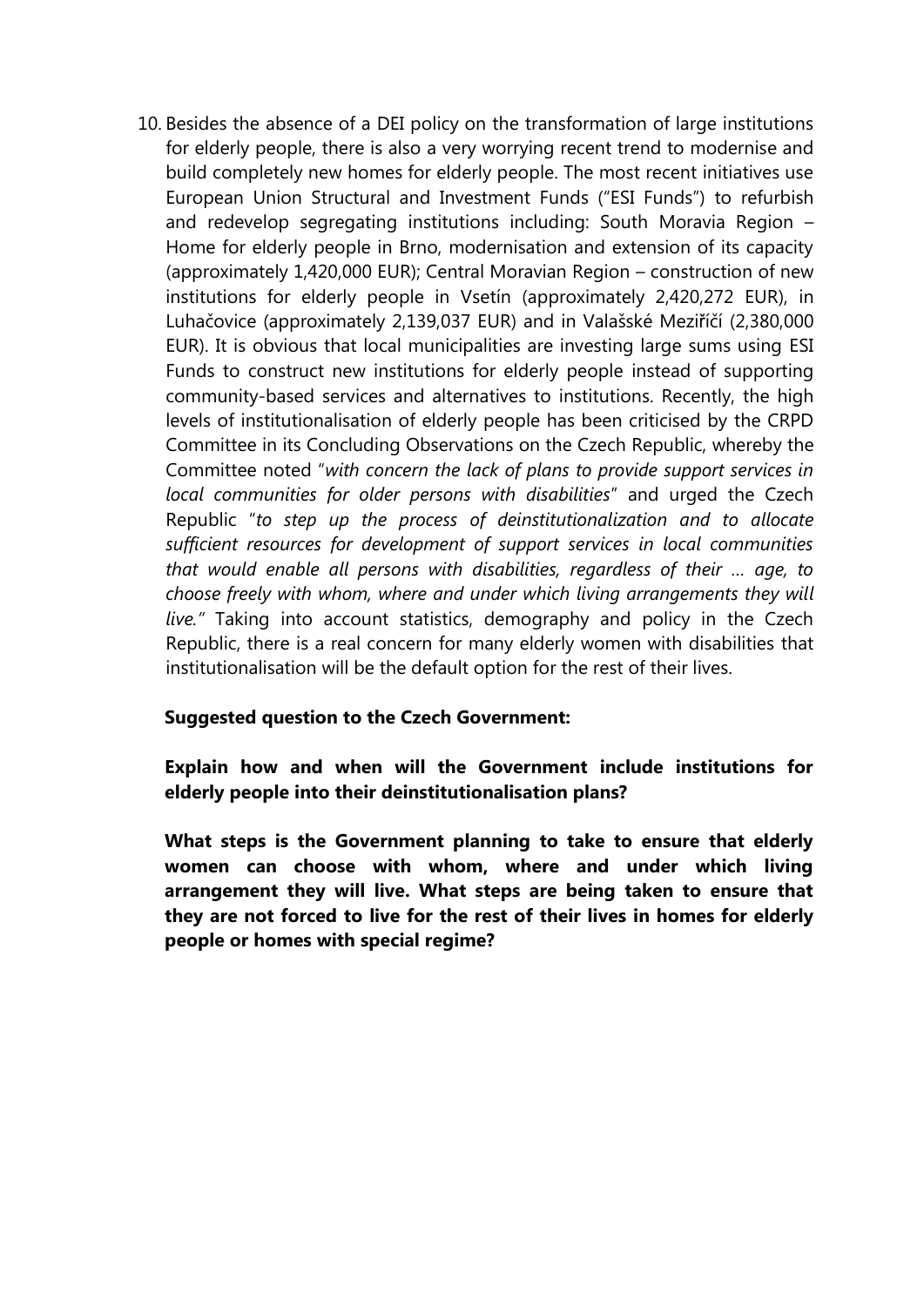10. Besides the absence of a DEI policy on the transformation of large institutions for elderly people, there is also a very worrying recent trend to modernise and build completely new homes for elderly people. The most recent initiatives use European Union Structural and Investment Funds ("ESI Funds") to refurbish and redevelop segregating institutions including: South Moravia Region – Home for elderly people in Brno, modernisation and extension of its capacity (approximately 1,420,000 EUR); Central Moravian Region – construction of new institutions for elderly people in Vsetín (approximately 2,420,272 EUR), in Luhačovice (approximately 2,139,037 EUR) and in Valašské Meziříčí (2,380,000 EUR). It is obvious that local municipalities are investing large sums using ESI Funds to construct new institutions for elderly people instead of supporting community-based services and alternatives to institutions. Recently, the high levels of institutionalisation of elderly people has been criticised by the CRPD Committee in its Concluding Observations on the Czech Republic, whereby the Committee noted "*with concern the lack of plans to provide support services in local communities for older persons with disabilities*" and urged the Czech Republic "*to step up the process of deinstitutionalization and to allocate sufficient resources for development of support services in local communities that would enable all persons with disabilities, regardless of their … age, to choose freely with whom, where and under which living arrangements they will live.*" Taking into account statistics, demography and policy in the Czech Republic, there is a real concern for many elderly women with disabilities that institutionalisation will be the default option for the rest of their lives.

**Suggested question to the Czech Government:**

**Explain how and when will the Government include institutions for elderly people into their deinstitutionalisation plans?**

**What steps is the Government planning to take to ensure that elderly women can choose with whom, where and under which living arrangement they will live. What steps are being taken to ensure that they are not forced to live for the rest of their lives in homes for elderly people or homes with special regime?**